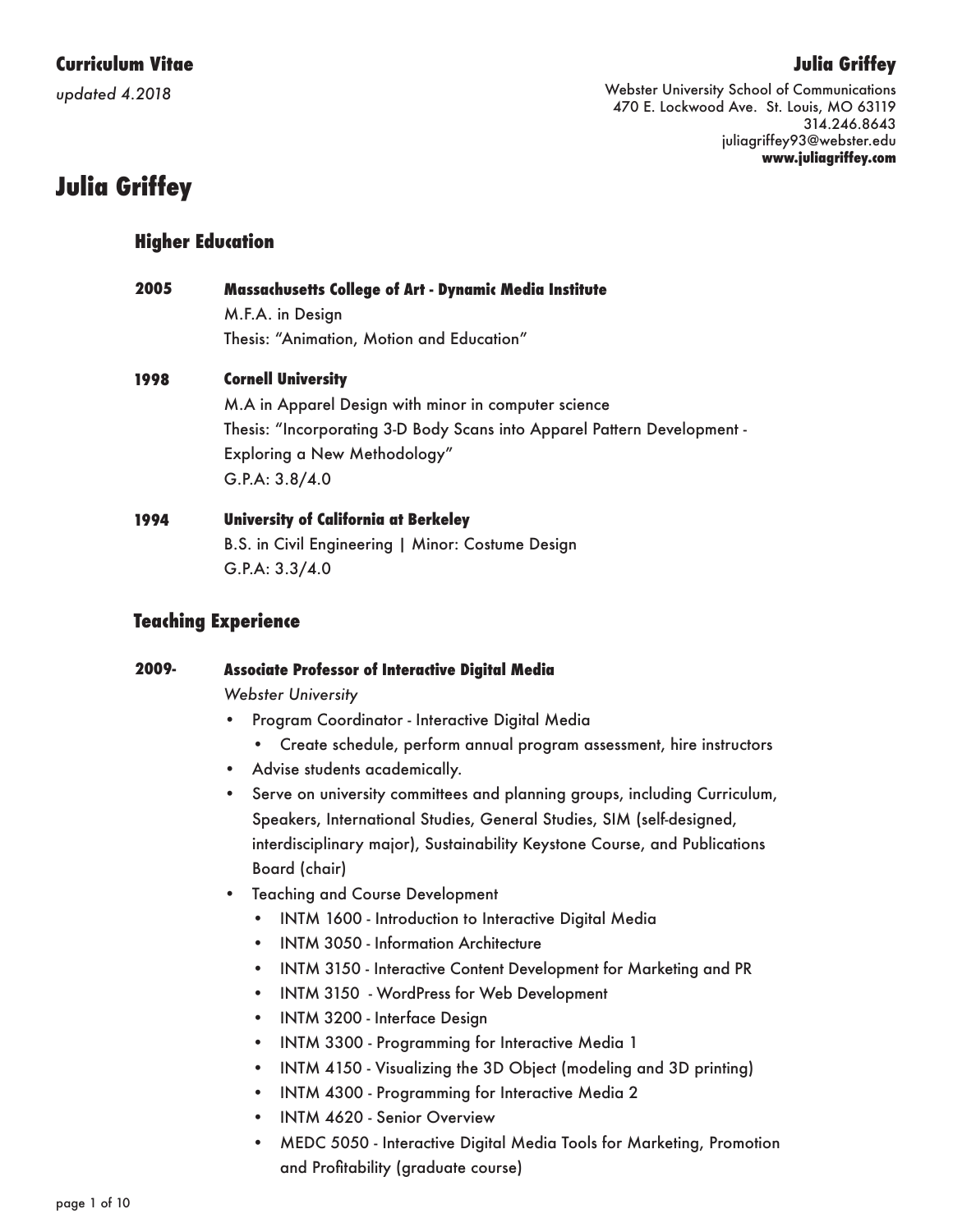**Curriculum Vitae**

*updated 4.2018*

**Julia Griffey**

Webster University School of Communications
470 E. Lockwood Ave. St. Louis, MO 63119
314.246.8643
juliagriffey93@webster.edu
**www.juliagriffey.com**

# Julia Griffey

## Higher Education

**2005** **Massachusetts College of Art - Dynamic Media Institute**
M.F.A. in Design
Thesis: "Animation, Motion and Education"

**1998** **Cornell University**
M.A in Apparel Design with minor in computer science
Thesis: "Incorporating 3-D Body Scans into Apparel Pattern Development - Exploring a New Methodology"
G.P.A: 3.8/4.0

**1994** **University of California at Berkeley**
B.S. in Civil Engineering | Minor: Costume Design
G.P.A: 3.3/4.0

## Teaching Experience

**2009-** **Associate Professor of Interactive Digital Media**
*Webster University*

- Program Coordinator - Interactive Digital Media
  - Create schedule, perform annual program assessment, hire instructors
- Advise students academically.
- Serve on university committees and planning groups, including Curriculum, Speakers, International Studies, General Studies, SIM (self-designed, interdisciplinary major), Sustainability Keystone Course, and Publications Board (chair)
- Teaching and Course Development
  - INTM 1600 - Introduction to Interactive Digital Media
  - INTM 3050 - Information Architecture
  - INTM 3150 - Interactive Content Development for Marketing and PR
  - INTM 3150 - WordPress for Web Development
  - INTM 3200 - Interface Design
  - INTM 3300 - Programming for Interactive Media 1
  - INTM 4150 - Visualizing the 3D Object (modeling and 3D printing)
  - INTM 4300 - Programming for Interactive Media 2
  - INTM 4620 - Senior Overview
  - MEDC 5050 - Interactive Digital Media Tools for Marketing, Promotion and Profitability (graduate course)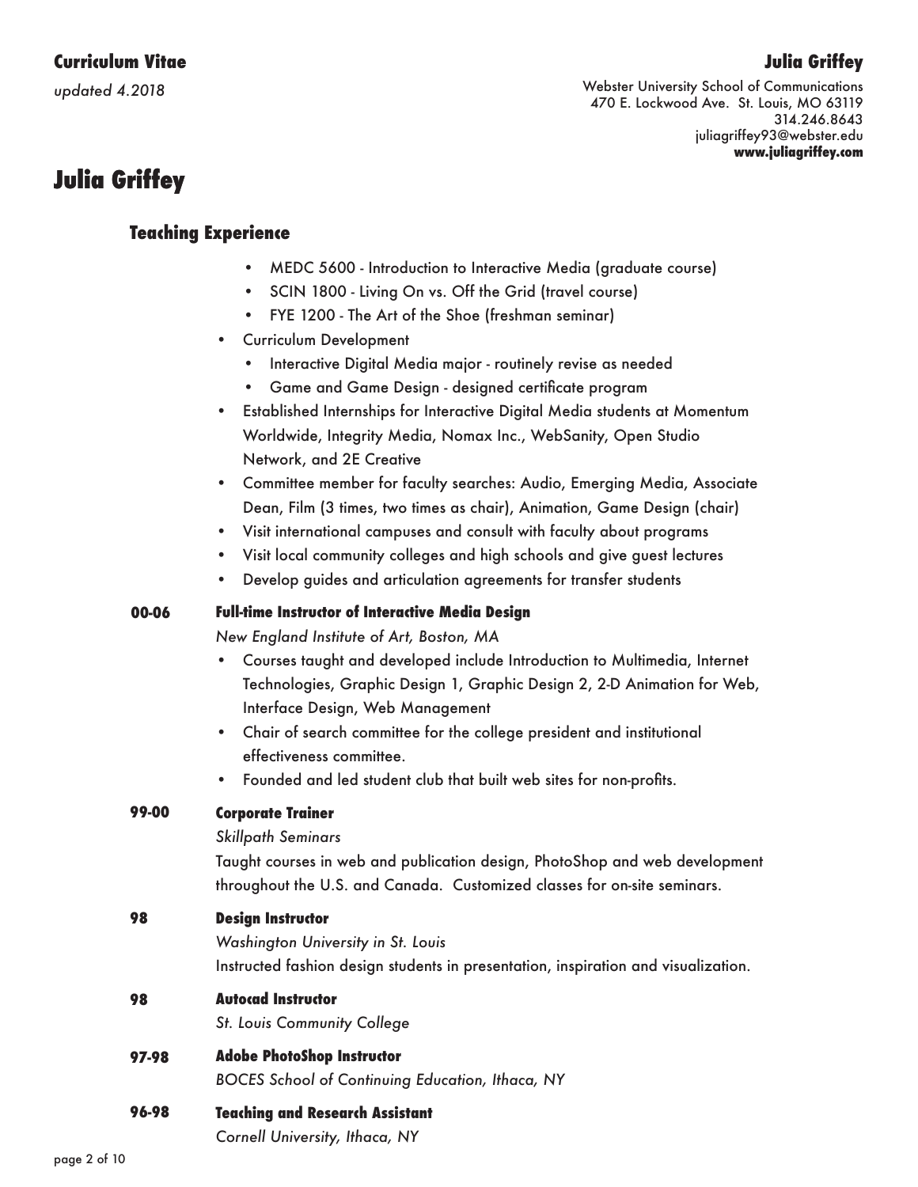# Julia Griffey

## Teaching Experience

    - MEDC 5600 - Introduction to Interactive Media (graduate course)
    - SCIN 1800 - Living On vs. Off the Grid (travel course)
    - FYE 1200 - The Art of the Shoe (freshman seminar)
- Curriculum Development
    - Interactive Digital Media major - routinely revise as needed
    - Game and Game Design - designed certificate program
- Established Internships for Interactive Digital Media students at Momentum Worldwide, Integrity Media, Nomax Inc., WebSanity, Open Studio Network, and 2E Creative
- Committee member for faculty searches: Audio, Emerging Media, Associate Dean, Film (3 times, two times as chair), Animation, Game Design (chair)
- Visit international campuses and consult with faculty about programs
- Visit local community colleges and high schools and give guest lectures
- Develop guides and articulation agreements for transfer students

**00-06** **Full-time Instructor of Interactive Media Design**
*New England Institute of Art, Boston, MA*

- Courses taught and developed include Introduction to Multimedia, Internet Technologies, Graphic Design 1, Graphic Design 2, 2-D Animation for Web, Interface Design, Web Management
- Chair of search committee for the college president and institutional effectiveness committee.
- Founded and led student club that built web sites for non-profits.

**99-00** **Corporate Trainer**
*Skillpath Seminars*
Taught courses in web and publication design, PhotoShop and web development throughout the U.S. and Canada. Customized classes for on-site seminars.

**98** **Design Instructor**
*Washington University in St. Louis*
Instructed fashion design students in presentation, inspiration and visualization.

**98** **Autocad Instructor**
*St. Louis Community College*

**97-98** **Adobe PhotoShop Instructor**
*BOCES School of Continuing Education, Ithaca, NY*

**96-98** **Teaching and Research Assistant**
*Cornell University, Ithaca, NY*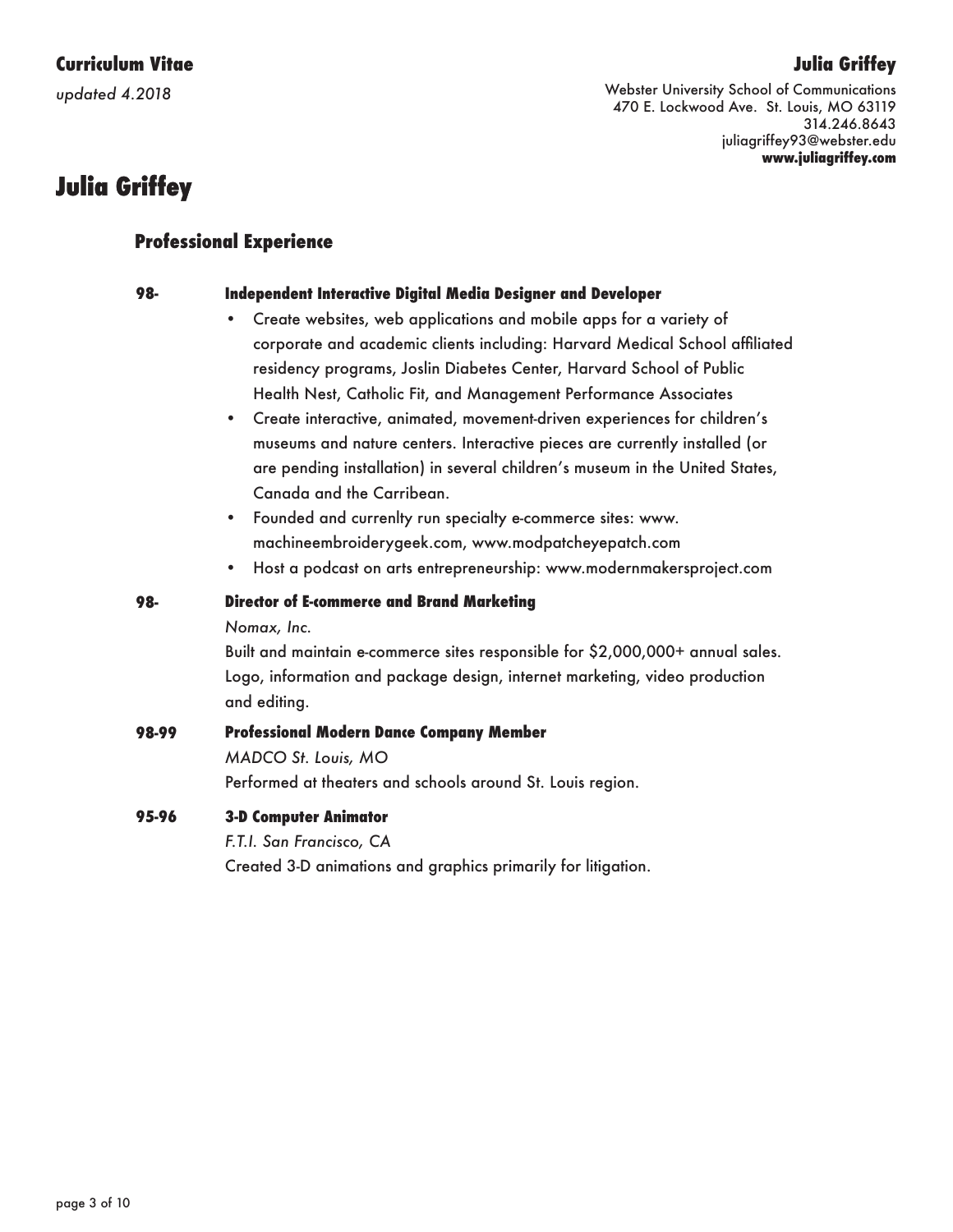# Julia Griffey

## Professional Experience

**98-** **Independent Interactive Digital Media Designer and Developer**

- Create websites, web applications and mobile apps for a variety of corporate and academic clients including: Harvard Medical School affiliated residency programs, Joslin Diabetes Center, Harvard School of Public Health Nest, Catholic Fit, and Management Performance Associates
- Create interactive, animated, movement-driven experiences for children's museums and nature centers. Interactive pieces are currently installed (or are pending installation) in several children's museum in the United States, Canada and the Carribean.
- Founded and currenlty run specialty e-commerce sites: www.machineembroiderygeek.com, www.modpatcheyepatch.com
- Host a podcast on arts entrepreneurship: www.modernmakersproject.com

**98-** **Director of E-commerce and Brand Marketing**

*Nomax, Inc.*

Built and maintain e-commerce sites responsible for $2,000,000+ annual sales. Logo, information and package design, internet marketing, video production and editing.

**98-99** **Professional Modern Dance Company Member**

*MADCO St. Louis, MO*

Performed at theaters and schools around St. Louis region.

**95-96** **3-D Computer Animator**

*F.T.I. San Francisco, CA*

Created 3-D animations and graphics primarily for litigation.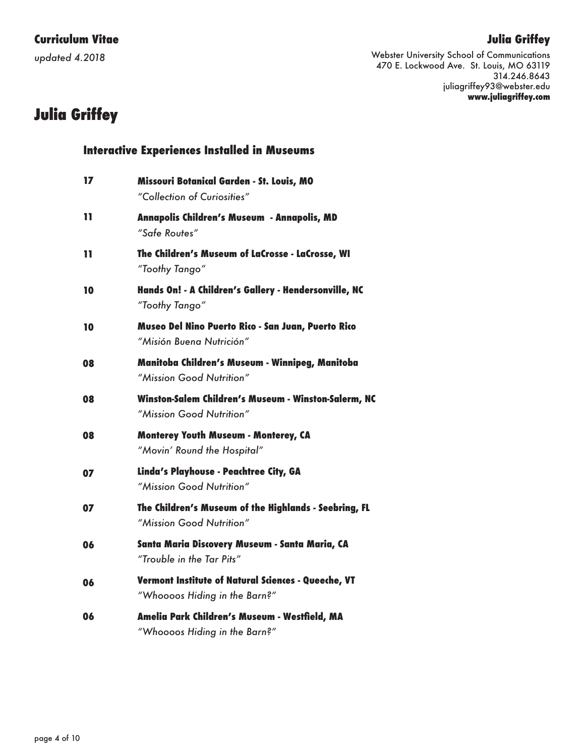# Julia Griffey

## Interactive Experiences Installed in Museums

**17** — **Missouri Botanical Garden - St. Louis, MO**
*"Collection of Curiosities"*

**11** — **Annapolis Children's Museum - Annapolis, MD**
*"Safe Routes"*

**11** — **The Children's Museum of LaCrosse - LaCrosse, WI**
*"Toothy Tango"*

**10** — **Hands On! - A Children's Gallery - Hendersonville, NC**
*"Toothy Tango"*

**10** — **Museo Del Nino Puerto Rico - San Juan, Puerto Rico**
*"Misión Buena Nutrición"*

**08** — **Manitoba Children's Museum - Winnipeg, Manitoba**
*"Mission Good Nutrition"*

**08** — **Winston-Salem Children's Museum - Winston-Salerm, NC**
*"Mission Good Nutrition"*

**08** — **Monterey Youth Museum - Monterey, CA**
*"Movin' Round the Hospital"*

**07** — **Linda's Playhouse - Peachtree City, GA**
*"Mission Good Nutrition"*

**07** — **The Children's Museum of the Highlands - Seebring, FL**
*"Mission Good Nutrition"*

**06** — **Santa Maria Discovery Museum - Santa Maria, CA**
*"Trouble in the Tar Pits"*

**06** — **Vermont Institute of Natural Sciences - Queeche, VT**
*"Whoooos Hiding in the Barn?"*

**06** — **Amelia Park Children's Museum - Westfield, MA**
*"Whoooos Hiding in the Barn?"*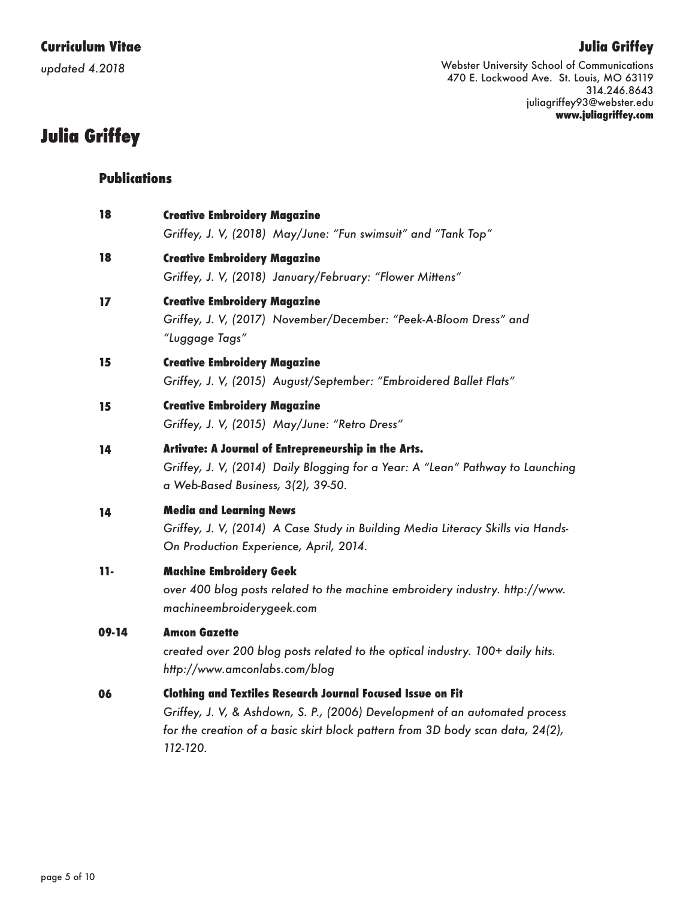# Julia Griffey

## Publications

**18** **Creative Embroidery Magazine**
*Griffey, J. V, (2018) May/June: "Fun swimsuit" and "Tank Top"*

**18** **Creative Embroidery Magazine**
*Griffey, J. V, (2018) January/February: "Flower Mittens"*

**17** **Creative Embroidery Magazine**
*Griffey, J. V, (2017) November/December: "Peek-A-Bloom Dress" and "Luggage Tags"*

**15** **Creative Embroidery Magazine**
*Griffey, J. V, (2015) August/September: "Embroidered Ballet Flats"*

**15** **Creative Embroidery Magazine**
*Griffey, J. V, (2015) May/June: "Retro Dress"*

**14** **Artivate: A Journal of Entrepreneurship in the Arts.**
*Griffey, J. V, (2014) Daily Blogging for a Year: A "Lean" Pathway to Launching a Web-Based Business, 3(2), 39-50.*

**14** **Media and Learning News**
*Griffey, J. V, (2014) A Case Study in Building Media Literacy Skills via Hands-On Production Experience, April, 2014.*

**11-** **Machine Embroidery Geek**
*over 400 blog posts related to the machine embroidery industry. http://www.machineembroiderygeek.com*

**09-14** **Amcon Gazette**
*created over 200 blog posts related to the optical industry. 100+ daily hits. http://www.amconlabs.com/blog*

**06** **Clothing and Textiles Research Journal Focused Issue on Fit**
*Griffey, J. V, & Ashdown, S. P., (2006) Development of an automated process for the creation of a basic skirt block pattern from 3D body scan data, 24(2), 112-120.*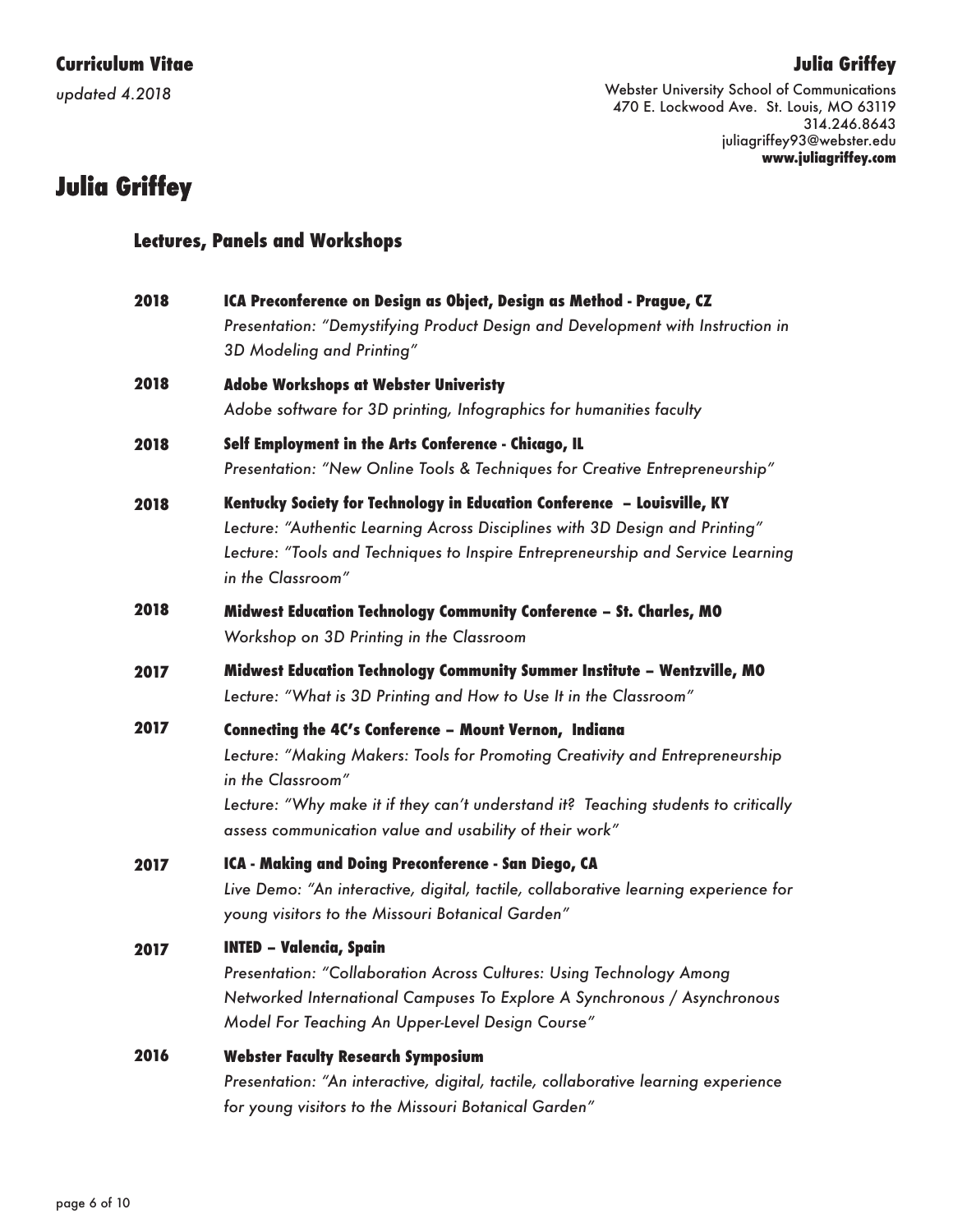# Julia Griffey

## Lectures, Panels and Workshops

**2018** **ICA Preconference on Design as Object, Design as Method - Prague, CZ**
*Presentation: "Demystifying Product Design and Development with Instruction in 3D Modeling and Printing"*

**2018** **Adobe Workshops at Webster Univeristy**
*Adobe software for 3D printing, Infographics for humanities faculty*

**2018** **Self Employment in the Arts Conference - Chicago, IL**
*Presentation: "New Online Tools & Techniques for Creative Entrepreneurship"*

**2018** **Kentucky Society for Technology in Education Conference – Louisville, KY**
*Lecture: "Authentic Learning Across Disciplines with 3D Design and Printing"*
*Lecture: "Tools and Techniques to Inspire Entrepreneurship and Service Learning in the Classroom"*

**2018** **Midwest Education Technology Community Conference – St. Charles, MO**
*Workshop on 3D Printing in the Classroom*

**2017** **Midwest Education Technology Community Summer Institute – Wentzville, MO**
*Lecture: "What is 3D Printing and How to Use It in the Classroom"*

**2017** **Connecting the 4C's Conference – Mount Vernon, Indiana**
*Lecture: "Making Makers: Tools for Promoting Creativity and Entrepreneurship in the Classroom"*
*Lecture: "Why make it if they can't understand it? Teaching students to critically assess communication value and usability of their work"*

**2017** **ICA - Making and Doing Preconference - San Diego, CA**
*Live Demo: "An interactive, digital, tactile, collaborative learning experience for young visitors to the Missouri Botanical Garden"*

**2017** **INTED – Valencia, Spain**
*Presentation: "Collaboration Across Cultures: Using Technology Among Networked International Campuses To Explore A Synchronous / Asynchronous Model For Teaching An Upper-Level Design Course"*

**2016** **Webster Faculty Research Symposium**
*Presentation: "An interactive, digital, tactile, collaborative learning experience for young visitors to the Missouri Botanical Garden"*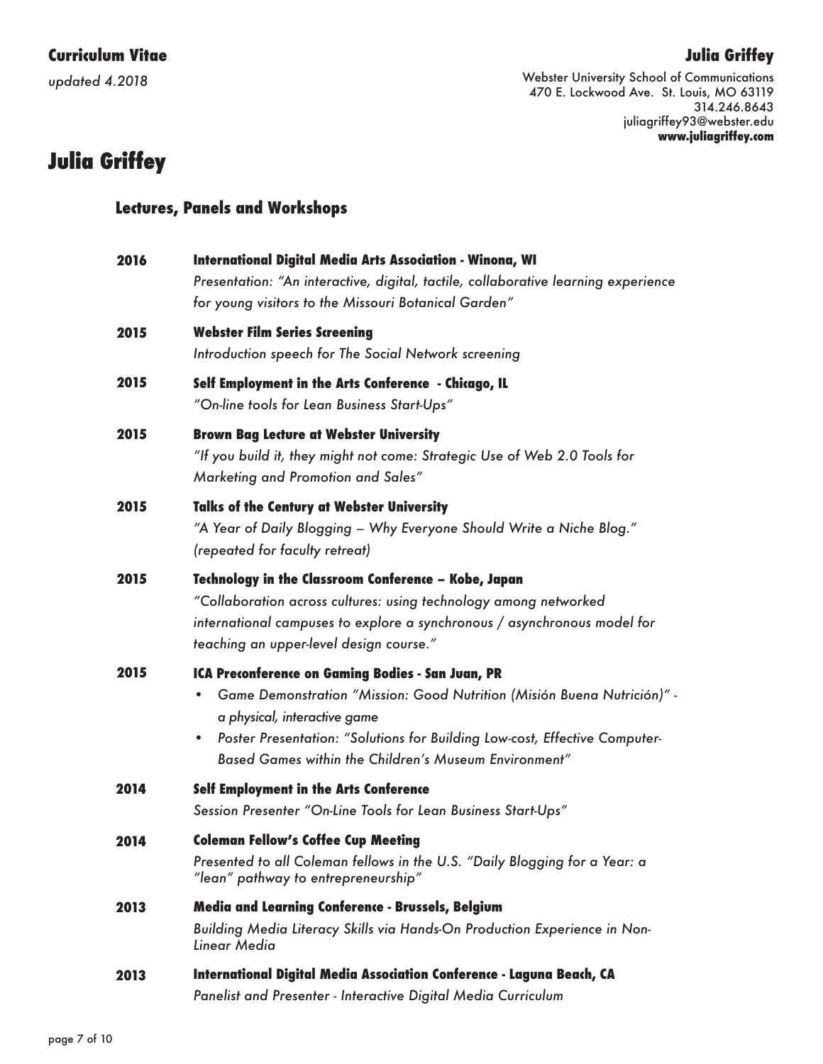## Julia Griffey

### Lectures, Panels and Workshops

**2016** **International Digital Media Arts Association - Winona, WI**
*Presentation: "An interactive, digital, tactile, collaborative learning experience for young visitors to the Missouri Botanical Garden"*

**2015** **Webster Film Series Screening**
*Introduction speech for The Social Network screening*

**2015** **Self Employment in the Arts Conference - Chicago, IL**
*"On-line tools for Lean Business Start-Ups"*

**2015** **Brown Bag Lecture at Webster University**
*"If you build it, they might not come: Strategic Use of Web 2.0 Tools for Marketing and Promotion and Sales"*

**2015** **Talks of the Century at Webster University**
*"A Year of Daily Blogging – Why Everyone Should Write a Niche Blog." (repeated for faculty retreat)*

**2015** **Technology in the Classroom Conference – Kobe, Japan**
*"Collaboration across cultures: using technology among networked international campuses to explore a synchronous / asynchronous model for teaching an upper-level design course."*

**2015** **ICA Preconference on Gaming Bodies - San Juan, PR**

- *Game Demonstration "Mission: Good Nutrition (Misión Buena Nutrición)" - a physical, interactive game*
- *Poster Presentation: "Solutions for Building Low-cost, Effective Computer-Based Games within the Children's Museum Environment"*

**2014** **Self Employment in the Arts Conference**
*Session Presenter "On-Line Tools for Lean Business Start-Ups"*

**2014** **Coleman Fellow's Coffee Cup Meeting**
*Presented to all Coleman fellows in the U.S. "Daily Blogging for a Year: a "lean" pathway to entrepreneurship"*

**2013** **Media and Learning Conference - Brussels, Belgium**
*Building Media Literacy Skills via Hands-On Production Experience in Non-Linear Media*

**2013** **International Digital Media Association Conference - Laguna Beach, CA**
*Panelist and Presenter - Interactive Digital Media Curriculum*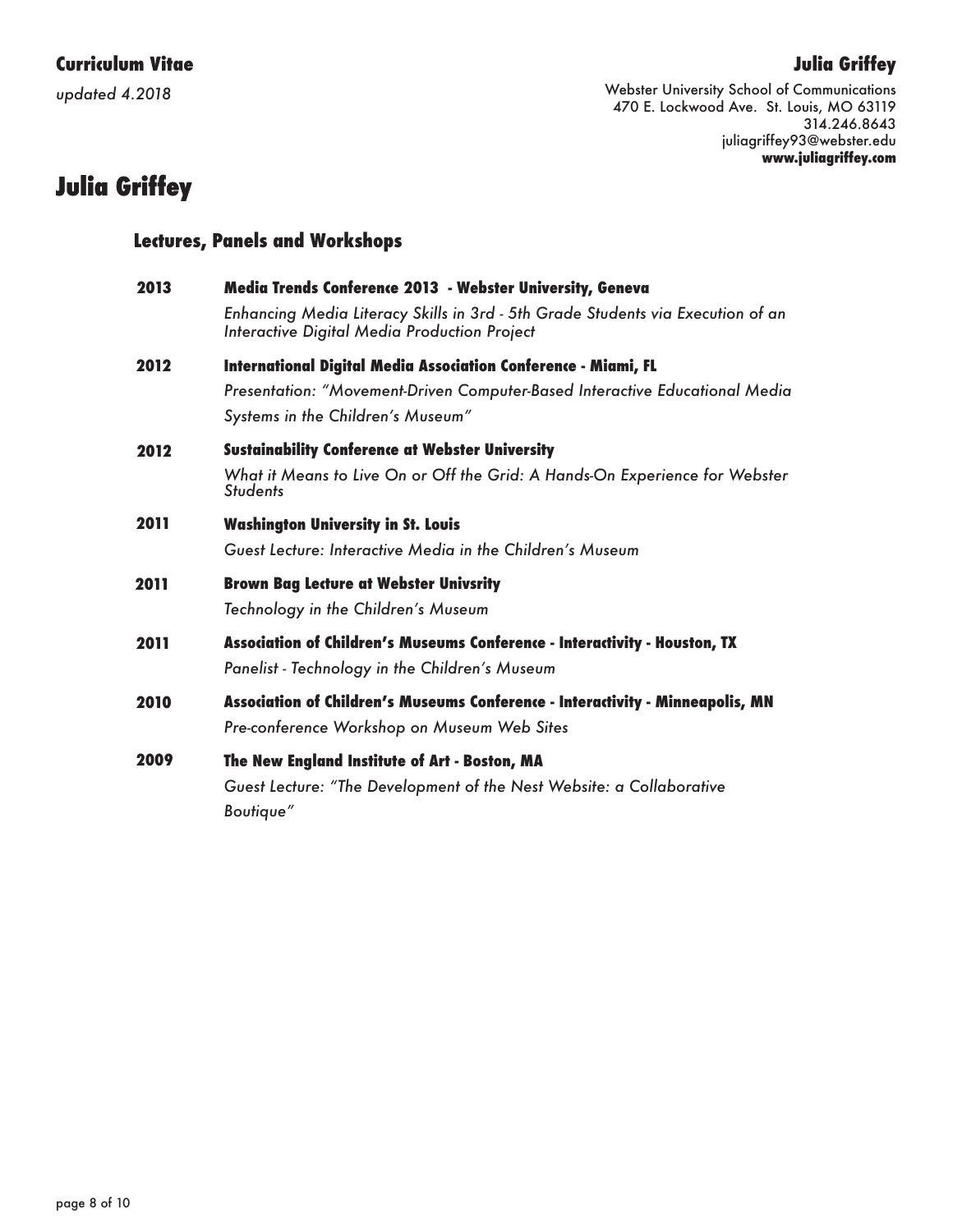# Julia Griffey

## Lectures, Panels and Workshops

**2013** **Media Trends Conference 2013 - Webster University, Geneva**

*Enhancing Media Literacy Skills in 3rd - 5th Grade Students via Execution of an Interactive Digital Media Production Project*

**2012** **International Digital Media Association Conference - Miami, FL**

*Presentation: "Movement-Driven Computer-Based Interactive Educational Media Systems in the Children's Museum"*

**2012** **Sustainability Conference at Webster University**

*What it Means to Live On or Off the Grid: A Hands-On Experience for Webster Students*

**2011** **Washington University in St. Louis**

*Guest Lecture: Interactive Media in the Children's Museum*

**2011** **Brown Bag Lecture at Webster Univsrity**

*Technology in the Children's Museum*

**2011** **Association of Children's Museums Conference - Interactivity - Houston, TX**

*Panelist - Technology in the Children's Museum*

**2010** **Association of Children's Museums Conference - Interactivity - Minneapolis, MN**

*Pre-conference Workshop on Museum Web Sites*

**2009** **The New England Institute of Art - Boston, MA**

*Guest Lecture: "The Development of the Nest Website: a Collaborative Boutique"*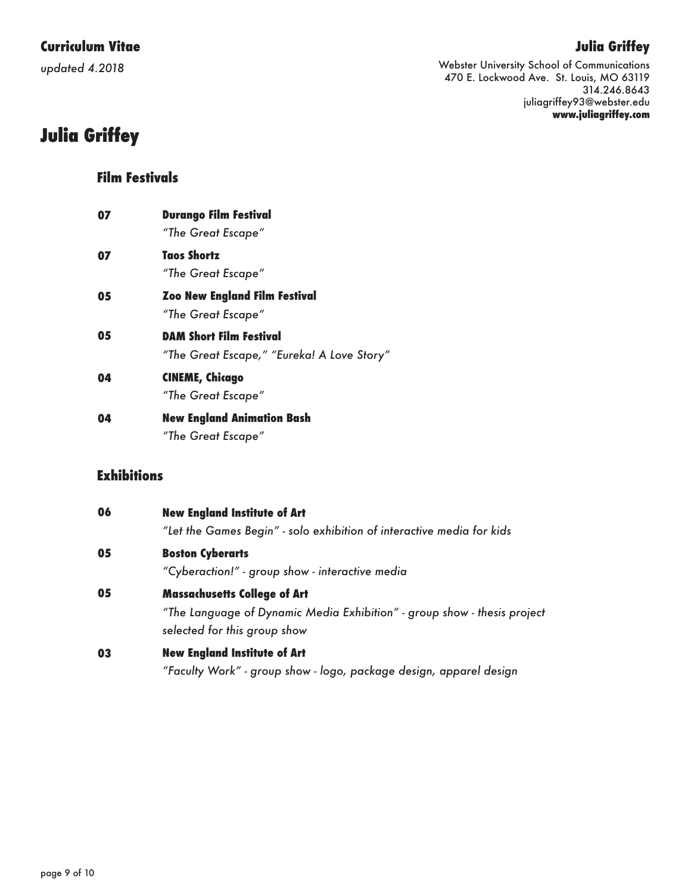# Julia Griffey

## Film Festivals

**07** **Durango Film Festival**
*"The Great Escape"*

**07** **Taos Shortz**
*"The Great Escape"*

**05** **Zoo New England Film Festival**
*"The Great Escape"*

**05** **DAM Short Film Festival**
*"The Great Escape," "Eureka! A Love Story"*

**04** **CINEME, Chicago**
*"The Great Escape"*

**04** **New England Animation Bash**
*"The Great Escape"*

## Exhibitions

**06** **New England Institute of Art**
*"Let the Games Begin" - solo exhibition of interactive media for kids*

**05** **Boston Cyberarts**
*"Cyberaction!" - group show - interactive media*

**05** **Massachusetts College of Art**
*"The Language of Dynamic Media Exhibition" - group show - thesis project selected for this group show*

**03** **New England Institute of Art**
*"Faculty Work" - group show - logo, package design, apparel design*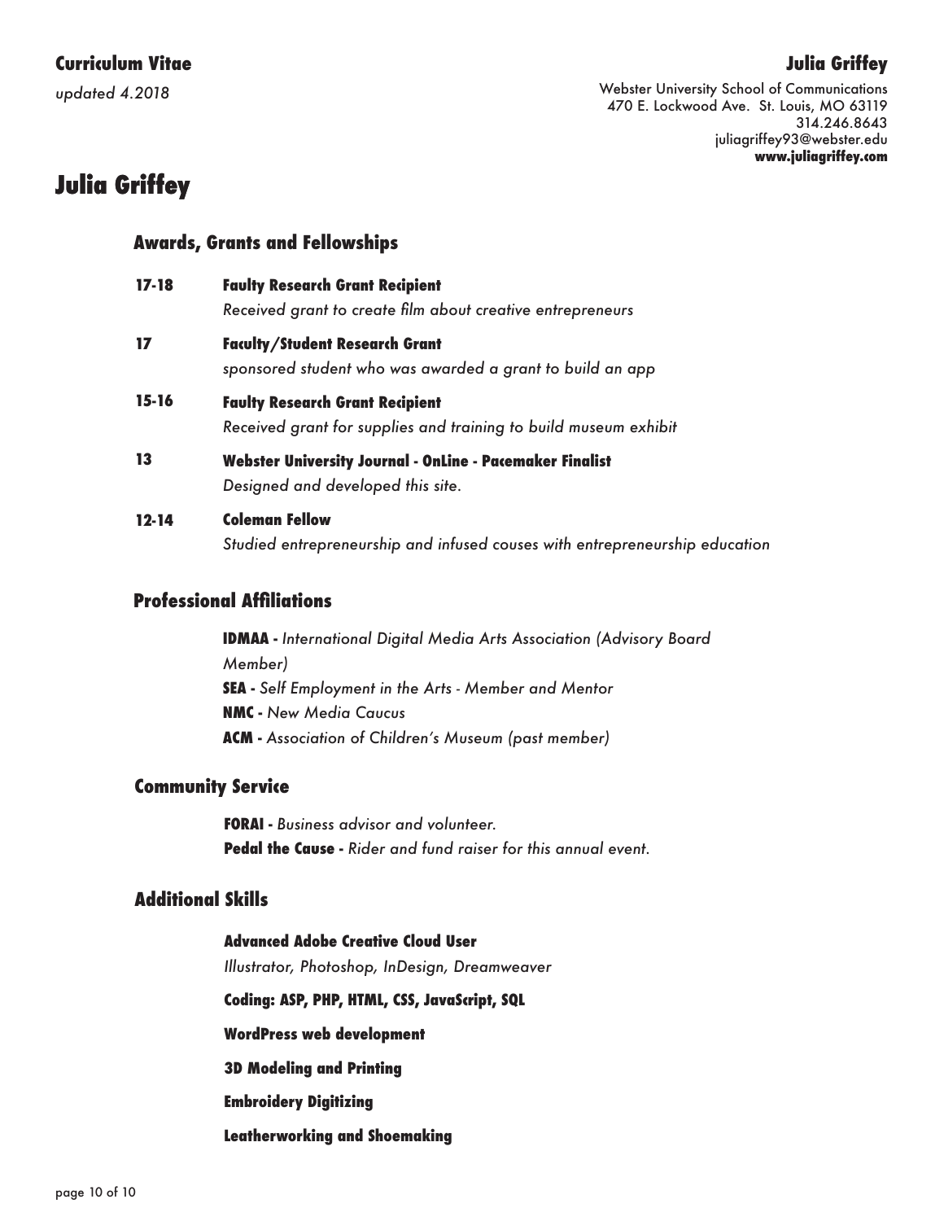# Julia Griffey

## Awards, Grants and Fellowships

**17-18** **Faulty Research Grant Recipient**
*Received grant to create film about creative entrepreneurs*

**17** **Faculty/Student Research Grant**
*sponsored student who was awarded a grant to build an app*

**15-16** **Faulty Research Grant Recipient**
*Received grant for supplies and training to build museum exhibit*

**13** **Webster University Journal - OnLine - Pacemaker Finalist**
*Designed and developed this site.*

**12-14** **Coleman Fellow**
*Studied entrepreneurship and infused couses with entrepreneurship education*

## Professional Affiliations

**IDMAA -** *International Digital Media Arts Association (Advisory Board Member)*
**SEA -** *Self Employment in the Arts - Member and Mentor*
**NMC -** *New Media Caucus*
**ACM -** *Association of Children's Museum (past member)*

## Community Service

**FORAI -** *Business advisor and volunteer.*
**Pedal the Cause -** *Rider and fund raiser for this annual event.*

## Additional Skills

**Advanced Adobe Creative Cloud User**
*Illustrator, Photoshop, InDesign, Dreamweaver*

**Coding: ASP, PHP, HTML, CSS, JavaScript, SQL**

**WordPress web development**

**3D Modeling and Printing**

**Embroidery Digitizing**

**Leatherworking and Shoemaking**